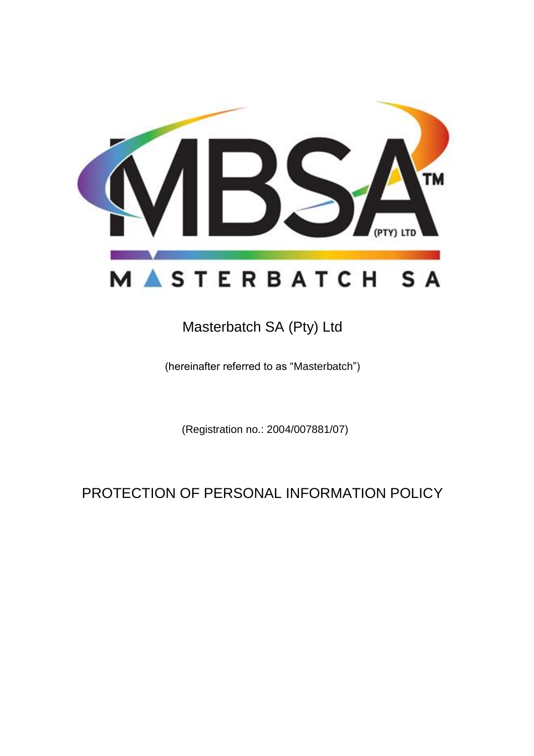Masterbatch SA (Pty) Ltd

(hereinafter referred to as "Masterbatch")

(Registration no.: 2004/007881/07)

# PROTECTION OF PERSONAL INFORMATION POLICY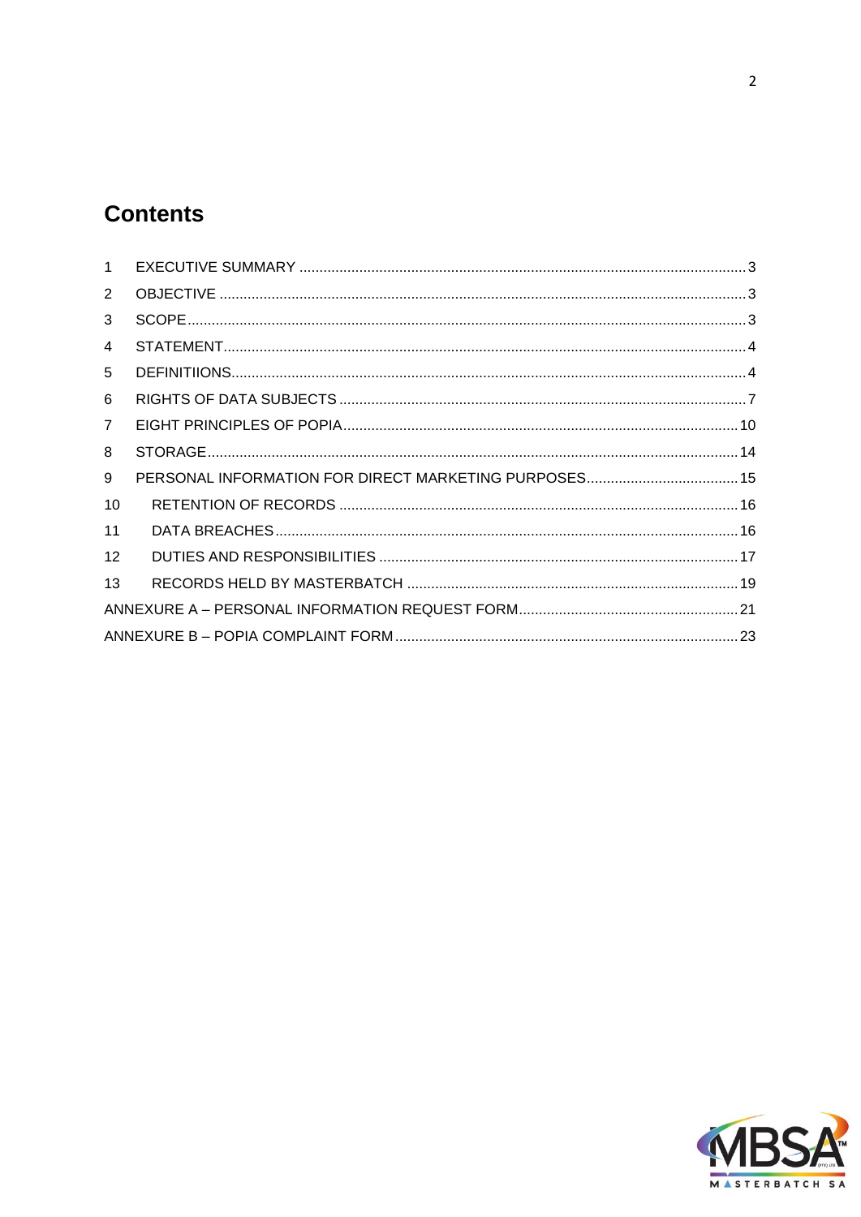# Contents

1 EXECUTIVE SUMMARY ............................................................................................................... 3
2 OBJECTIVE ................................................................................................................................. 3
3 SCOPE ......................................................................................................................................... 3
4 STATEMENT ................................................................................................................................ 4
5 DEFINITIIONS .............................................................................................................................. 4
6 RIGHTS OF DATA SUBJECTS .................................................................................................... 7
7 EIGHT PRINCIPLES OF POPIA .................................................................................................. 10
8 STORAGE ................................................................................................................................... 14
9 PERSONAL INFORMATION FOR DIRECT MARKETING PURPOSES ..................................... 15
10 RETENTION OF RECORDS ...................................................................................................... 16
11 DATA BREACHES ..................................................................................................................... 16
12 DUTIES AND RESPONSIBILITIES ........................................................................................... 17
13 RECORDS HELD BY MASTERBATCH .................................................................................... 19
ANNEXURE A – PERSONAL INFORMATION REQUEST FORM .................................................. 21
ANNEXURE B – POPIA COMPLAINT FORM ................................................................................. 23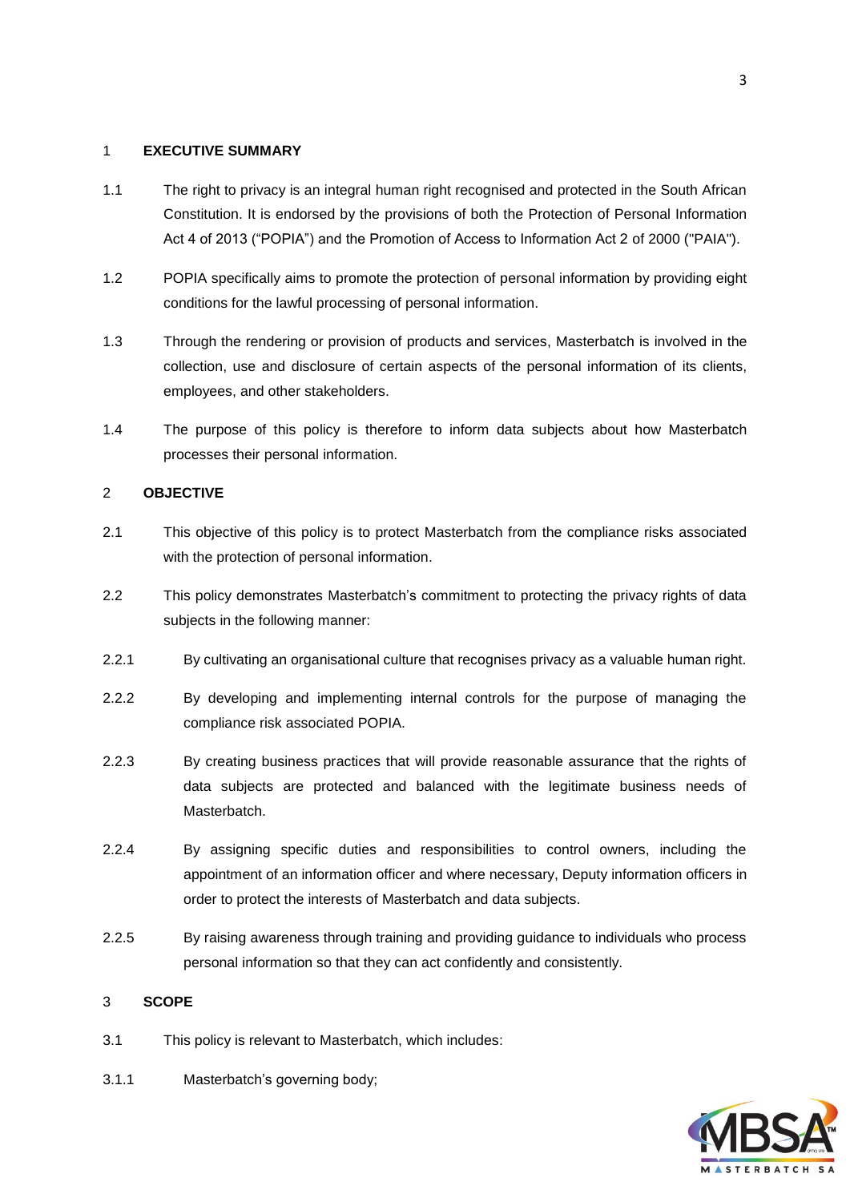## 1 EXECUTIVE SUMMARY

1.1 The right to privacy is an integral human right recognised and protected in the South African Constitution. It is endorsed by the provisions of both the Protection of Personal Information Act 4 of 2013 ("POPIA") and the Promotion of Access to Information Act 2 of 2000 ("PAIA").

1.2 POPIA specifically aims to promote the protection of personal information by providing eight conditions for the lawful processing of personal information.

1.3 Through the rendering or provision of products and services, Masterbatch is involved in the collection, use and disclosure of certain aspects of the personal information of its clients, employees, and other stakeholders.

1.4 The purpose of this policy is therefore to inform data subjects about how Masterbatch processes their personal information.

## 2 OBJECTIVE

2.1 This objective of this policy is to protect Masterbatch from the compliance risks associated with the protection of personal information.

2.2 This policy demonstrates Masterbatch's commitment to protecting the privacy rights of data subjects in the following manner:

2.2.1 By cultivating an organisational culture that recognises privacy as a valuable human right.

2.2.2 By developing and implementing internal controls for the purpose of managing the compliance risk associated POPIA.

2.2.3 By creating business practices that will provide reasonable assurance that the rights of data subjects are protected and balanced with the legitimate business needs of Masterbatch.

2.2.4 By assigning specific duties and responsibilities to control owners, including the appointment of an information officer and where necessary, Deputy information officers in order to protect the interests of Masterbatch and data subjects.

2.2.5 By raising awareness through training and providing guidance to individuals who process personal information so that they can act confidently and consistently.

## 3 SCOPE

3.1 This policy is relevant to Masterbatch, which includes:

3.1.1 Masterbatch's governing body;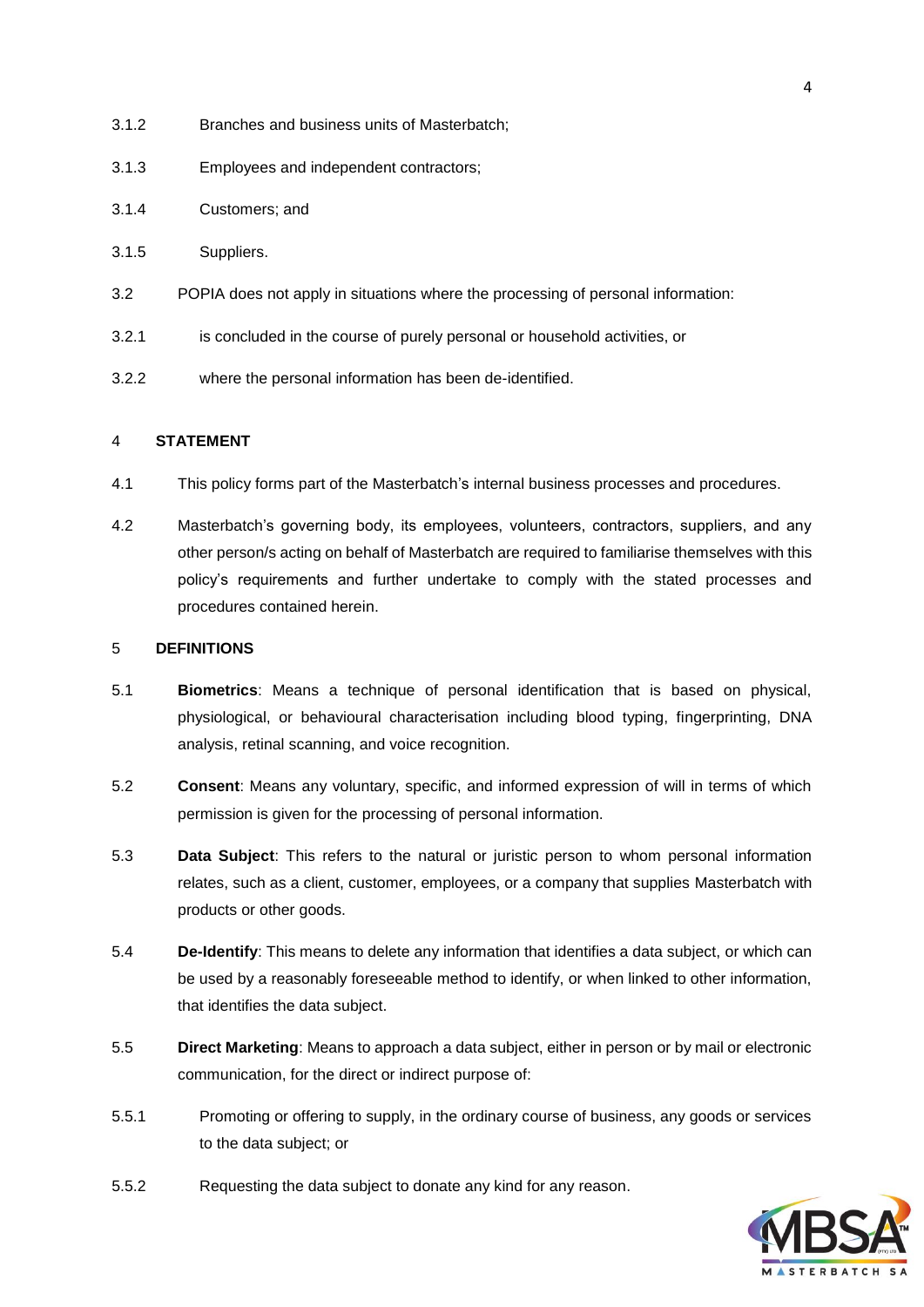3.1.2 Branches and business units of Masterbatch;

3.1.3 Employees and independent contractors;

3.1.4 Customers; and

3.1.5 Suppliers.

3.2 POPIA does not apply in situations where the processing of personal information:

3.2.1 is concluded in the course of purely personal or household activities, or

3.2.2 where the personal information has been de-identified.

## 4 STATEMENT

4.1 This policy forms part of the Masterbatch's internal business processes and procedures.

4.2 Masterbatch's governing body, its employees, volunteers, contractors, suppliers, and any other person/s acting on behalf of Masterbatch are required to familiarise themselves with this policy's requirements and further undertake to comply with the stated processes and procedures contained herein.

## 5 DEFINITIONS

5.1 **Biometrics**: Means a technique of personal identification that is based on physical, physiological, or behavioural characterisation including blood typing, fingerprinting, DNA analysis, retinal scanning, and voice recognition.

5.2 **Consent**: Means any voluntary, specific, and informed expression of will in terms of which permission is given for the processing of personal information.

5.3 **Data Subject**: This refers to the natural or juristic person to whom personal information relates, such as a client, customer, employees, or a company that supplies Masterbatch with products or other goods.

5.4 **De-Identify**: This means to delete any information that identifies a data subject, or which can be used by a reasonably foreseeable method to identify, or when linked to other information, that identifies the data subject.

5.5 **Direct Marketing**: Means to approach a data subject, either in person or by mail or electronic communication, for the direct or indirect purpose of:

5.5.1 Promoting or offering to supply, in the ordinary course of business, any goods or services to the data subject; or

5.5.2 Requesting the data subject to donate any kind for any reason.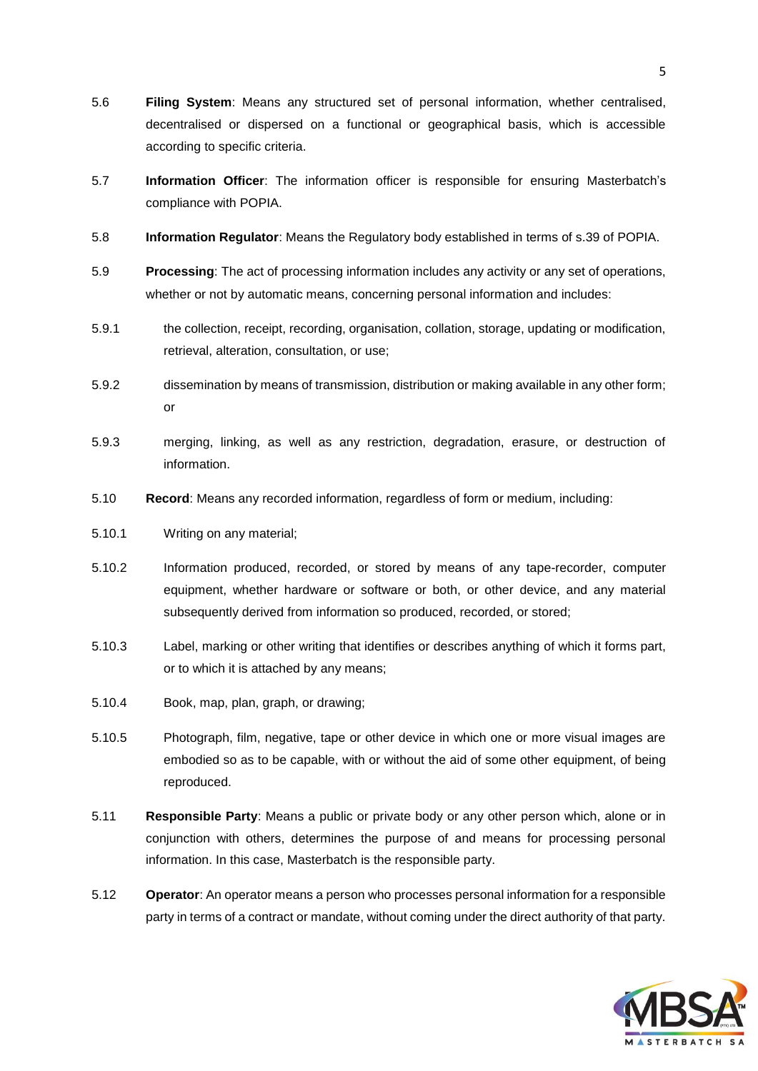5.6 **Filing System**: Means any structured set of personal information, whether centralised, decentralised or dispersed on a functional or geographical basis, which is accessible according to specific criteria.

5.7 **Information Officer**: The information officer is responsible for ensuring Masterbatch's compliance with POPIA.

5.8 **Information Regulator**: Means the Regulatory body established in terms of s.39 of POPIA.

5.9 **Processing**: The act of processing information includes any activity or any set of operations, whether or not by automatic means, concerning personal information and includes:

5.9.1 the collection, receipt, recording, organisation, collation, storage, updating or modification, retrieval, alteration, consultation, or use;

5.9.2 dissemination by means of transmission, distribution or making available in any other form; or

5.9.3 merging, linking, as well as any restriction, degradation, erasure, or destruction of information.

5.10 **Record**: Means any recorded information, regardless of form or medium, including:

5.10.1 Writing on any material;

5.10.2 Information produced, recorded, or stored by means of any tape-recorder, computer equipment, whether hardware or software or both, or other device, and any material subsequently derived from information so produced, recorded, or stored;

5.10.3 Label, marking or other writing that identifies or describes anything of which it forms part, or to which it is attached by any means;

5.10.4 Book, map, plan, graph, or drawing;

5.10.5 Photograph, film, negative, tape or other device in which one or more visual images are embodied so as to be capable, with or without the aid of some other equipment, of being reproduced.

5.11 **Responsible Party**: Means a public or private body or any other person which, alone or in conjunction with others, determines the purpose of and means for processing personal information. In this case, Masterbatch is the responsible party.

5.12 **Operator**: An operator means a person who processes personal information for a responsible party in terms of a contract or mandate, without coming under the direct authority of that party.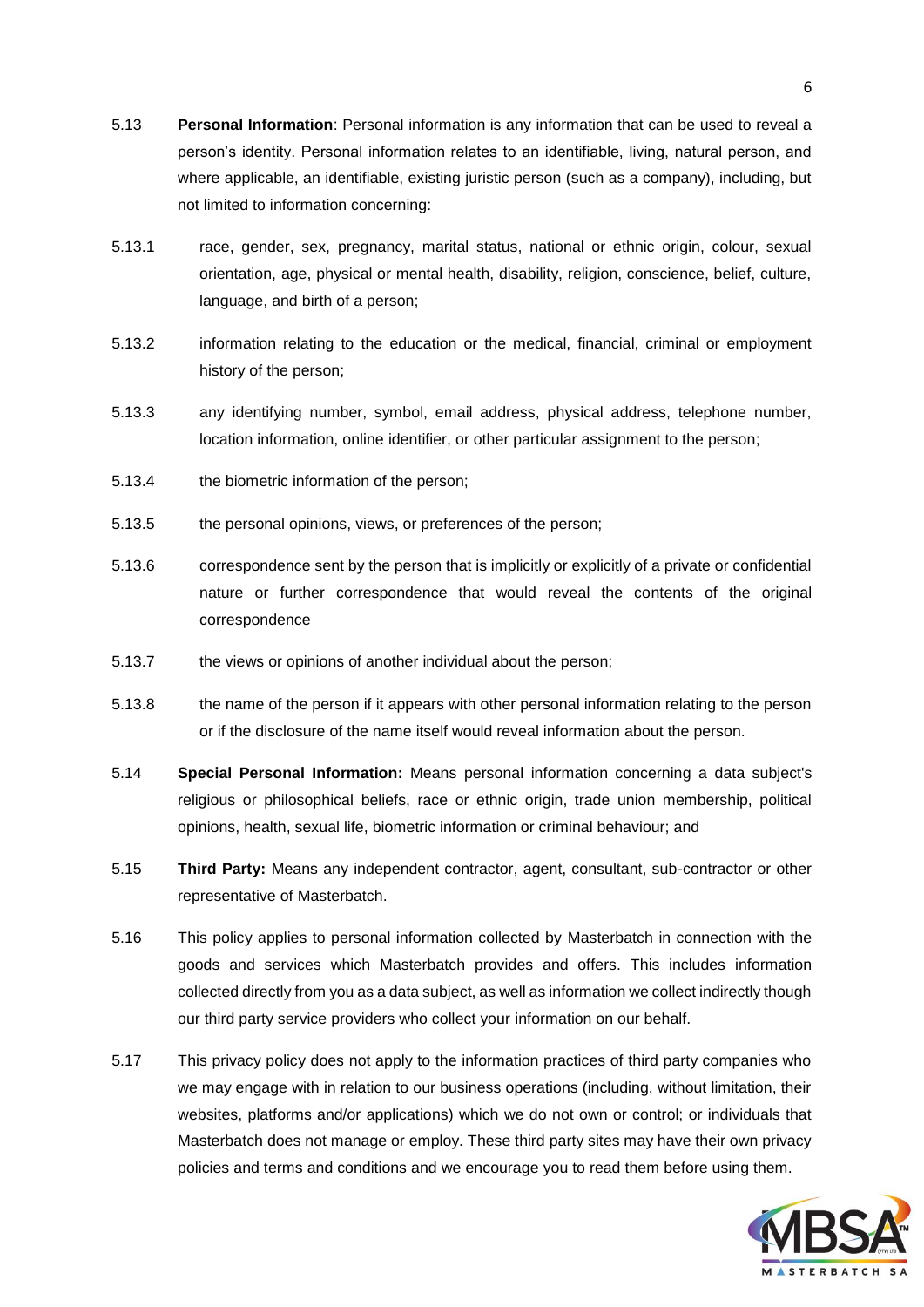5.13 **Personal Information**: Personal information is any information that can be used to reveal a person's identity. Personal information relates to an identifiable, living, natural person, and where applicable, an identifiable, existing juristic person (such as a company), including, but not limited to information concerning:

5.13.1 race, gender, sex, pregnancy, marital status, national or ethnic origin, colour, sexual orientation, age, physical or mental health, disability, religion, conscience, belief, culture, language, and birth of a person;

5.13.2 information relating to the education or the medical, financial, criminal or employment history of the person;

5.13.3 any identifying number, symbol, email address, physical address, telephone number, location information, online identifier, or other particular assignment to the person;

5.13.4 the biometric information of the person;

5.13.5 the personal opinions, views, or preferences of the person;

5.13.6 correspondence sent by the person that is implicitly or explicitly of a private or confidential nature or further correspondence that would reveal the contents of the original correspondence

5.13.7 the views or opinions of another individual about the person;

5.13.8 the name of the person if it appears with other personal information relating to the person or if the disclosure of the name itself would reveal information about the person.

5.14 **Special Personal Information:** Means personal information concerning a data subject's religious or philosophical beliefs, race or ethnic origin, trade union membership, political opinions, health, sexual life, biometric information or criminal behaviour; and

5.15 **Third Party:** Means any independent contractor, agent, consultant, sub-contractor or other representative of Masterbatch.

5.16 This policy applies to personal information collected by Masterbatch in connection with the goods and services which Masterbatch provides and offers. This includes information collected directly from you as a data subject, as well as information we collect indirectly though our third party service providers who collect your information on our behalf.

5.17 This privacy policy does not apply to the information practices of third party companies who we may engage with in relation to our business operations (including, without limitation, their websites, platforms and/or applications) which we do not own or control; or individuals that Masterbatch does not manage or employ. These third party sites may have their own privacy policies and terms and conditions and we encourage you to read them before using them.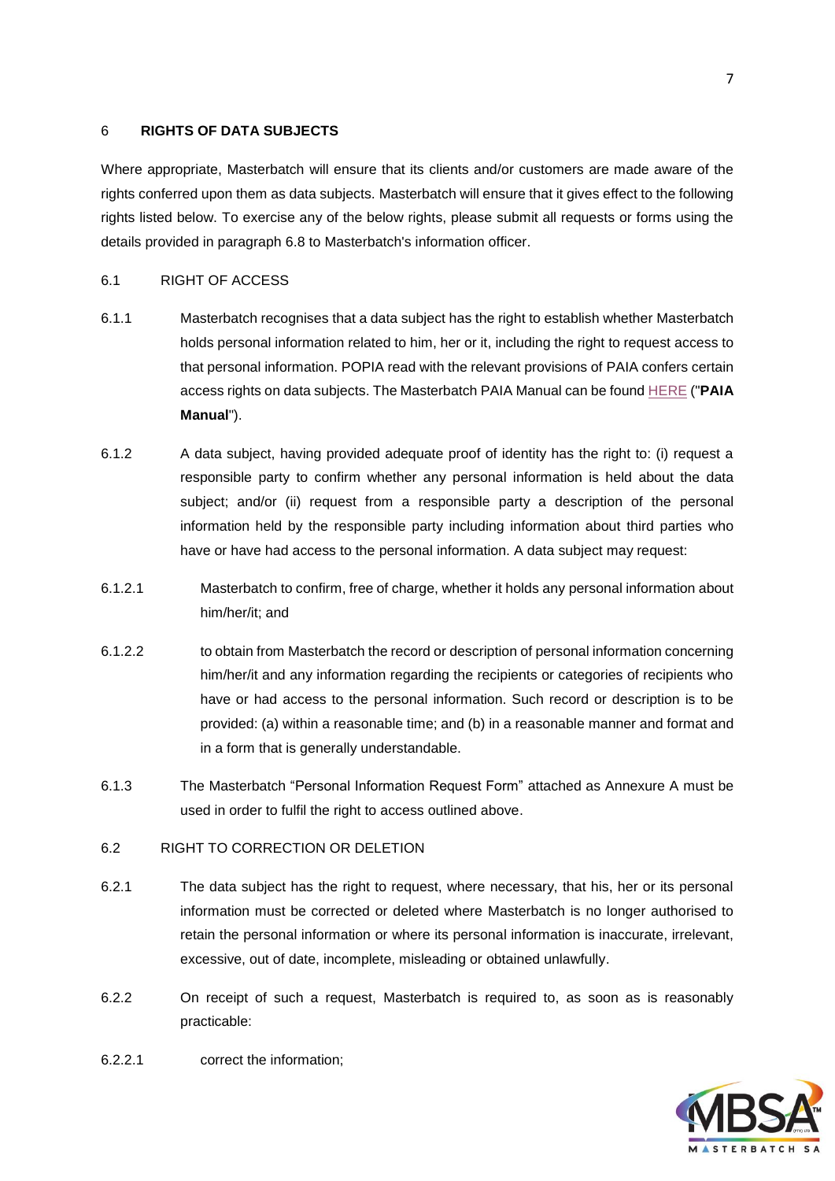## 6 **RIGHTS OF DATA SUBJECTS**

Where appropriate, Masterbatch will ensure that its clients and/or customers are made aware of the rights conferred upon them as data subjects. Masterbatch will ensure that it gives effect to the following rights listed below. To exercise any of the below rights, please submit all requests or forms using the details provided in paragraph 6.8 to Masterbatch's information officer.

### 6.1 RIGHT OF ACCESS

6.1.1 Masterbatch recognises that a data subject has the right to establish whether Masterbatch holds personal information related to him, her or it, including the right to request access to that personal information. POPIA read with the relevant provisions of PAIA confers certain access rights on data subjects. The Masterbatch PAIA Manual can be found HERE ("**PAIA Manual**").

6.1.2 A data subject, having provided adequate proof of identity has the right to: (i) request a responsible party to confirm whether any personal information is held about the data subject; and/or (ii) request from a responsible party a description of the personal information held by the responsible party including information about third parties who have or have had access to the personal information. A data subject may request:

6.1.2.1 Masterbatch to confirm, free of charge, whether it holds any personal information about him/her/it; and

6.1.2.2 to obtain from Masterbatch the record or description of personal information concerning him/her/it and any information regarding the recipients or categories of recipients who have or had access to the personal information. Such record or description is to be provided: (a) within a reasonable time; and (b) in a reasonable manner and format and in a form that is generally understandable.

6.1.3 The Masterbatch "Personal Information Request Form" attached as Annexure A must be used in order to fulfil the right to access outlined above.

### 6.2 RIGHT TO CORRECTION OR DELETION

6.2.1 The data subject has the right to request, where necessary, that his, her or its personal information must be corrected or deleted where Masterbatch is no longer authorised to retain the personal information or where its personal information is inaccurate, irrelevant, excessive, out of date, incomplete, misleading or obtained unlawfully.

6.2.2 On receipt of such a request, Masterbatch is required to, as soon as is reasonably practicable:

6.2.2.1 correct the information;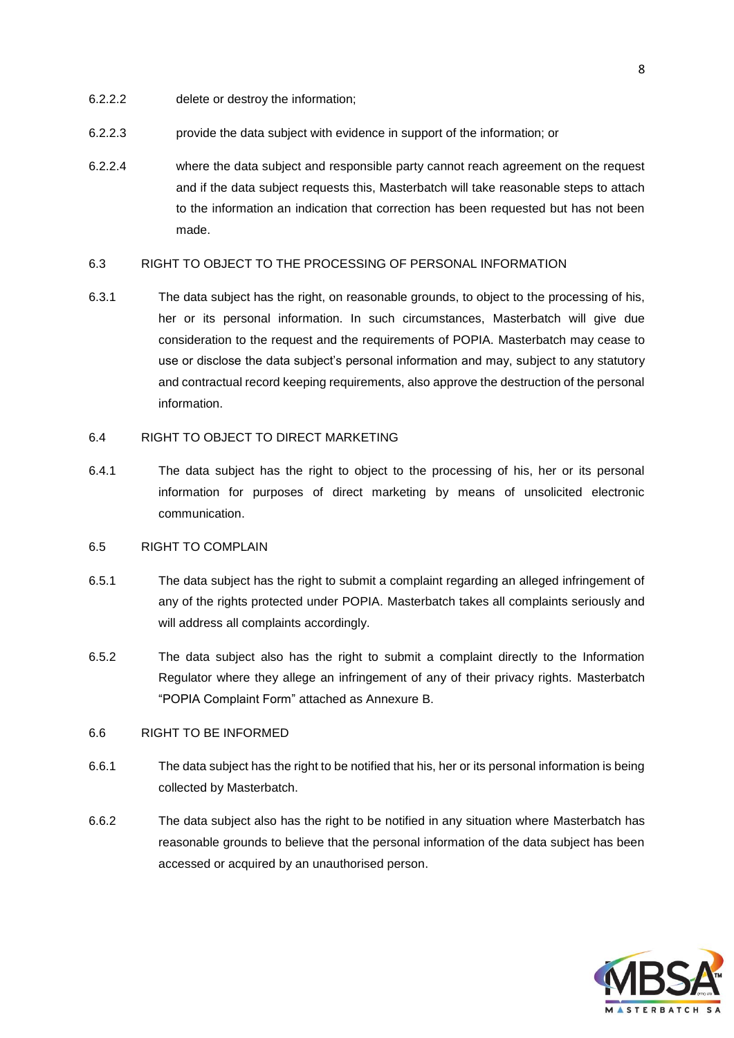6.2.2.2 delete or destroy the information;

6.2.2.3 provide the data subject with evidence in support of the information; or

6.2.2.4 where the data subject and responsible party cannot reach agreement on the request and if the data subject requests this, Masterbatch will take reasonable steps to attach to the information an indication that correction has been requested but has not been made.

## 6.3 RIGHT TO OBJECT TO THE PROCESSING OF PERSONAL INFORMATION

6.3.1 The data subject has the right, on reasonable grounds, to object to the processing of his, her or its personal information. In such circumstances, Masterbatch will give due consideration to the request and the requirements of POPIA. Masterbatch may cease to use or disclose the data subject's personal information and may, subject to any statutory and contractual record keeping requirements, also approve the destruction of the personal information.

## 6.4 RIGHT TO OBJECT TO DIRECT MARKETING

6.4.1 The data subject has the right to object to the processing of his, her or its personal information for purposes of direct marketing by means of unsolicited electronic communication.

## 6.5 RIGHT TO COMPLAIN

6.5.1 The data subject has the right to submit a complaint regarding an alleged infringement of any of the rights protected under POPIA. Masterbatch takes all complaints seriously and will address all complaints accordingly.

6.5.2 The data subject also has the right to submit a complaint directly to the Information Regulator where they allege an infringement of any of their privacy rights. Masterbatch "POPIA Complaint Form" attached as Annexure B.

## 6.6 RIGHT TO BE INFORMED

6.6.1 The data subject has the right to be notified that his, her or its personal information is being collected by Masterbatch.

6.6.2 The data subject also has the right to be notified in any situation where Masterbatch has reasonable grounds to believe that the personal information of the data subject has been accessed or acquired by an unauthorised person.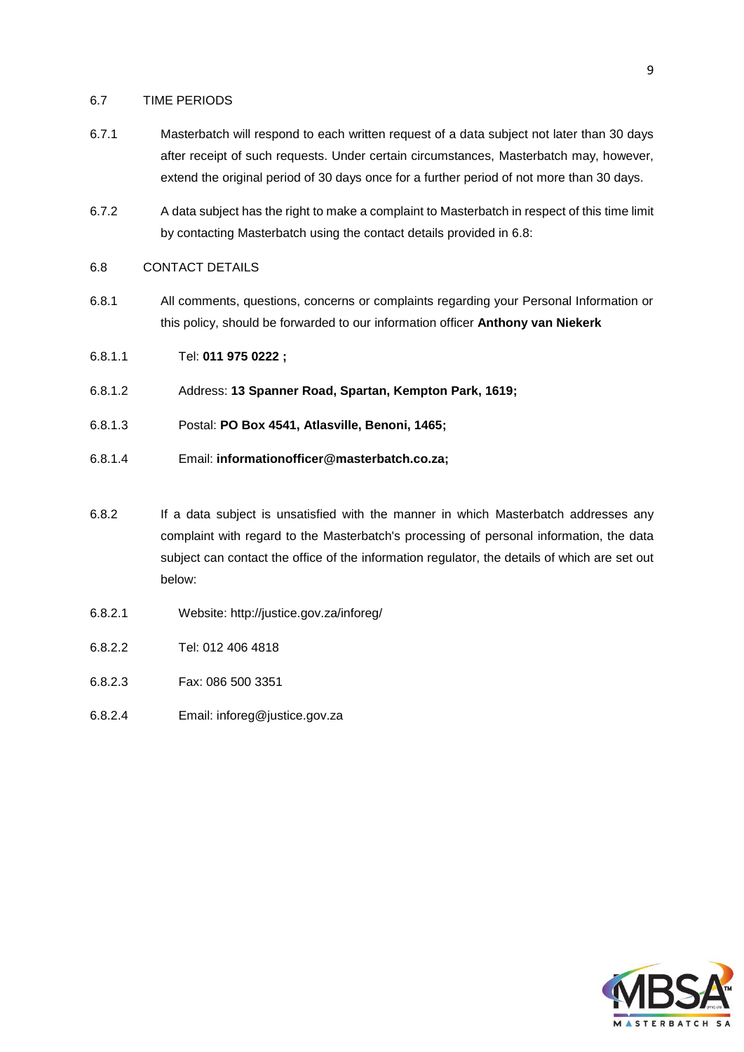## 6.7 TIME PERIODS

6.7.1 Masterbatch will respond to each written request of a data subject not later than 30 days after receipt of such requests. Under certain circumstances, Masterbatch may, however, extend the original period of 30 days once for a further period of not more than 30 days.

6.7.2 A data subject has the right to make a complaint to Masterbatch in respect of this time limit by contacting Masterbatch using the contact details provided in 6.8:

## 6.8 CONTACT DETAILS

6.8.1 All comments, questions, concerns or complaints regarding your Personal Information or this policy, should be forwarded to our information officer **Anthony van Niekerk**

6.8.1.1 Tel: **011 975 0222 ;**

6.8.1.2 Address: **13 Spanner Road, Spartan, Kempton Park, 1619;**

6.8.1.3 Postal: **PO Box 4541, Atlasville, Benoni, 1465;**

6.8.1.4 Email: **informationofficer@masterbatch.co.za;**

6.8.2 If a data subject is unsatisfied with the manner in which Masterbatch addresses any complaint with regard to the Masterbatch's processing of personal information, the data subject can contact the office of the information regulator, the details of which are set out below:

6.8.2.1 Website: http://justice.gov.za/inforeg/

6.8.2.2 Tel: 012 406 4818

6.8.2.3 Fax: 086 500 3351

6.8.2.4 Email: inforeg@justice.gov.za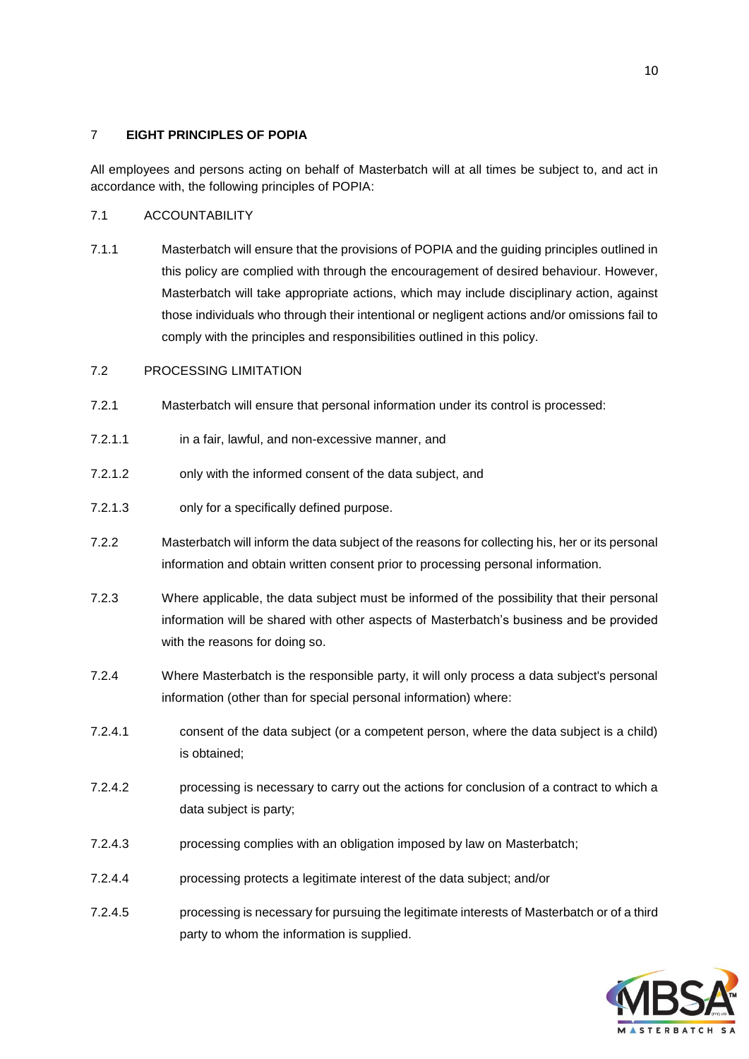## 7 EIGHT PRINCIPLES OF POPIA

All employees and persons acting on behalf of Masterbatch will at all times be subject to, and act in accordance with, the following principles of POPIA:

### 7.1 ACCOUNTABILITY

7.1.1 Masterbatch will ensure that the provisions of POPIA and the guiding principles outlined in this policy are complied with through the encouragement of desired behaviour. However, Masterbatch will take appropriate actions, which may include disciplinary action, against those individuals who through their intentional or negligent actions and/or omissions fail to comply with the principles and responsibilities outlined in this policy.

### 7.2 PROCESSING LIMITATION

7.2.1 Masterbatch will ensure that personal information under its control is processed:

7.2.1.1 in a fair, lawful, and non-excessive manner, and

7.2.1.2 only with the informed consent of the data subject, and

7.2.1.3 only for a specifically defined purpose.

7.2.2 Masterbatch will inform the data subject of the reasons for collecting his, her or its personal information and obtain written consent prior to processing personal information.

7.2.3 Where applicable, the data subject must be informed of the possibility that their personal information will be shared with other aspects of Masterbatch's business and be provided with the reasons for doing so.

7.2.4 Where Masterbatch is the responsible party, it will only process a data subject's personal information (other than for special personal information) where:

7.2.4.1 consent of the data subject (or a competent person, where the data subject is a child) is obtained;

7.2.4.2 processing is necessary to carry out the actions for conclusion of a contract to which a data subject is party;

7.2.4.3 processing complies with an obligation imposed by law on Masterbatch;

7.2.4.4 processing protects a legitimate interest of the data subject; and/or

7.2.4.5 processing is necessary for pursuing the legitimate interests of Masterbatch or of a third party to whom the information is supplied.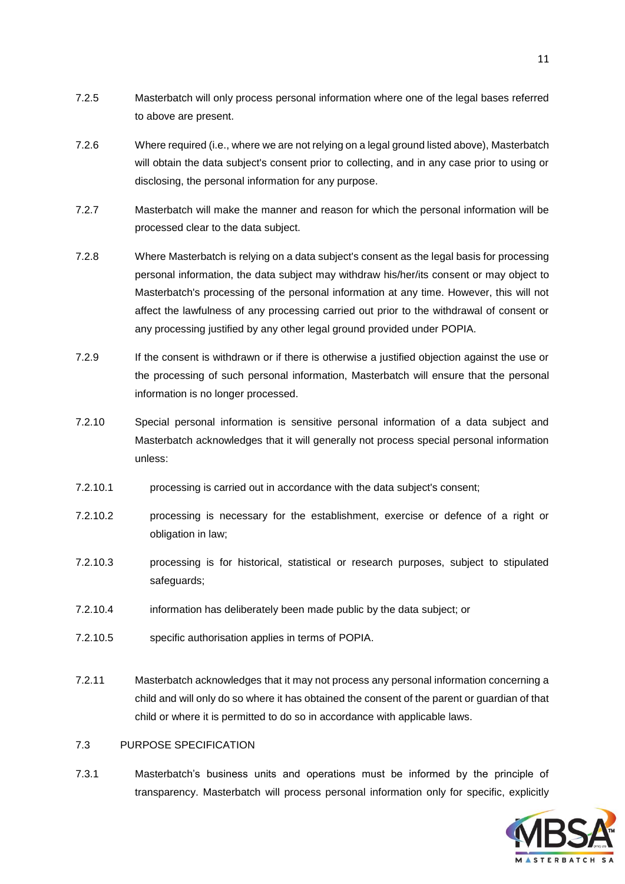7.2.5 Masterbatch will only process personal information where one of the legal bases referred to above are present.

7.2.6 Where required (i.e., where we are not relying on a legal ground listed above), Masterbatch will obtain the data subject's consent prior to collecting, and in any case prior to using or disclosing, the personal information for any purpose.

7.2.7 Masterbatch will make the manner and reason for which the personal information will be processed clear to the data subject.

7.2.8 Where Masterbatch is relying on a data subject's consent as the legal basis for processing personal information, the data subject may withdraw his/her/its consent or may object to Masterbatch's processing of the personal information at any time. However, this will not affect the lawfulness of any processing carried out prior to the withdrawal of consent or any processing justified by any other legal ground provided under POPIA.

7.2.9 If the consent is withdrawn or if there is otherwise a justified objection against the use or the processing of such personal information, Masterbatch will ensure that the personal information is no longer processed.

7.2.10 Special personal information is sensitive personal information of a data subject and Masterbatch acknowledges that it will generally not process special personal information unless:

7.2.10.1 processing is carried out in accordance with the data subject's consent;

7.2.10.2 processing is necessary for the establishment, exercise or defence of a right or obligation in law;

7.2.10.3 processing is for historical, statistical or research purposes, subject to stipulated safeguards;

7.2.10.4 information has deliberately been made public by the data subject; or

7.2.10.5 specific authorisation applies in terms of POPIA.

7.2.11 Masterbatch acknowledges that it may not process any personal information concerning a child and will only do so where it has obtained the consent of the parent or guardian of that child or where it is permitted to do so in accordance with applicable laws.

7.3 PURPOSE SPECIFICATION

7.3.1 Masterbatch's business units and operations must be informed by the principle of transparency. Masterbatch will process personal information only for specific, explicitly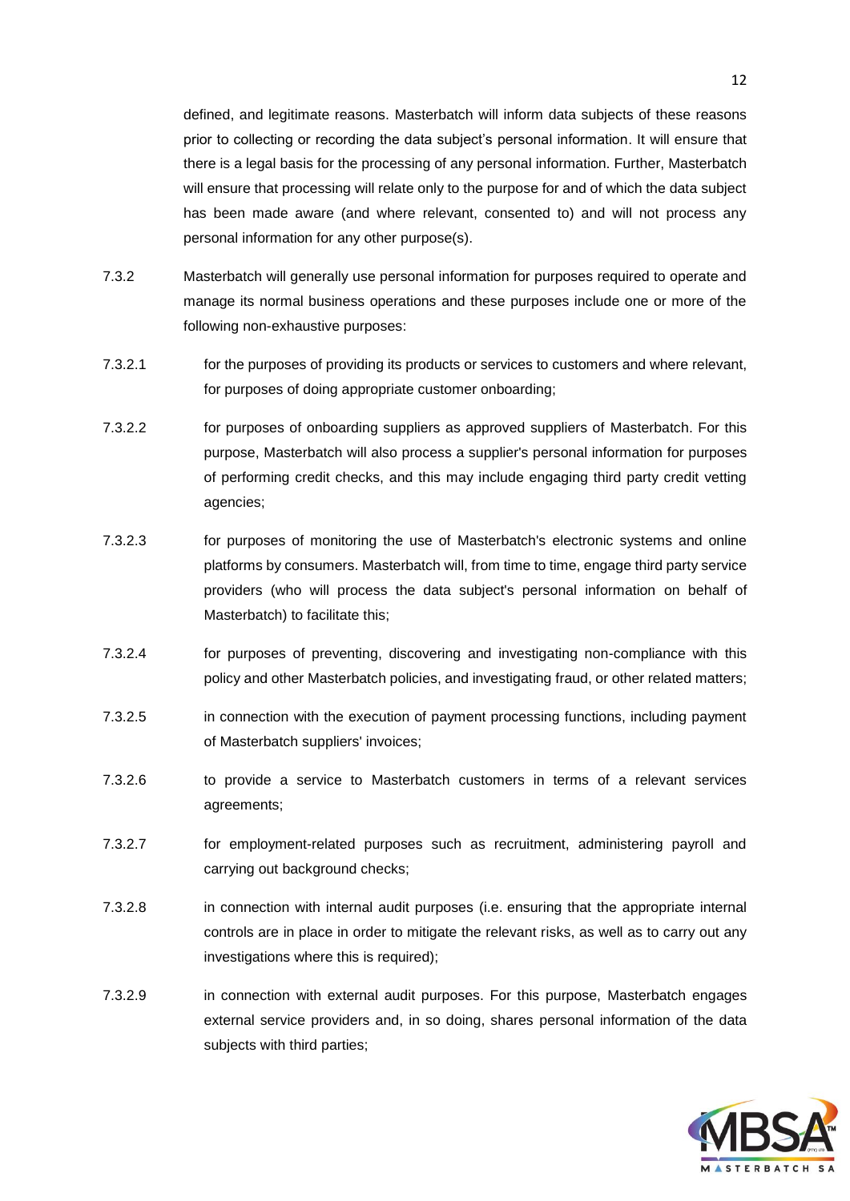defined, and legitimate reasons. Masterbatch will inform data subjects of these reasons prior to collecting or recording the data subject's personal information. It will ensure that there is a legal basis for the processing of any personal information. Further, Masterbatch will ensure that processing will relate only to the purpose for and of which the data subject has been made aware (and where relevant, consented to) and will not process any personal information for any other purpose(s).

7.3.2 Masterbatch will generally use personal information for purposes required to operate and manage its normal business operations and these purposes include one or more of the following non-exhaustive purposes:

7.3.2.1 for the purposes of providing its products or services to customers and where relevant, for purposes of doing appropriate customer onboarding;

7.3.2.2 for purposes of onboarding suppliers as approved suppliers of Masterbatch. For this purpose, Masterbatch will also process a supplier's personal information for purposes of performing credit checks, and this may include engaging third party credit vetting agencies;

7.3.2.3 for purposes of monitoring the use of Masterbatch's electronic systems and online platforms by consumers. Masterbatch will, from time to time, engage third party service providers (who will process the data subject's personal information on behalf of Masterbatch) to facilitate this;

7.3.2.4 for purposes of preventing, discovering and investigating non-compliance with this policy and other Masterbatch policies, and investigating fraud, or other related matters;

7.3.2.5 in connection with the execution of payment processing functions, including payment of Masterbatch suppliers' invoices;

7.3.2.6 to provide a service to Masterbatch customers in terms of a relevant services agreements;

7.3.2.7 for employment-related purposes such as recruitment, administering payroll and carrying out background checks;

7.3.2.8 in connection with internal audit purposes (i.e. ensuring that the appropriate internal controls are in place in order to mitigate the relevant risks, as well as to carry out any investigations where this is required);

7.3.2.9 in connection with external audit purposes. For this purpose, Masterbatch engages external service providers and, in so doing, shares personal information of the data subjects with third parties;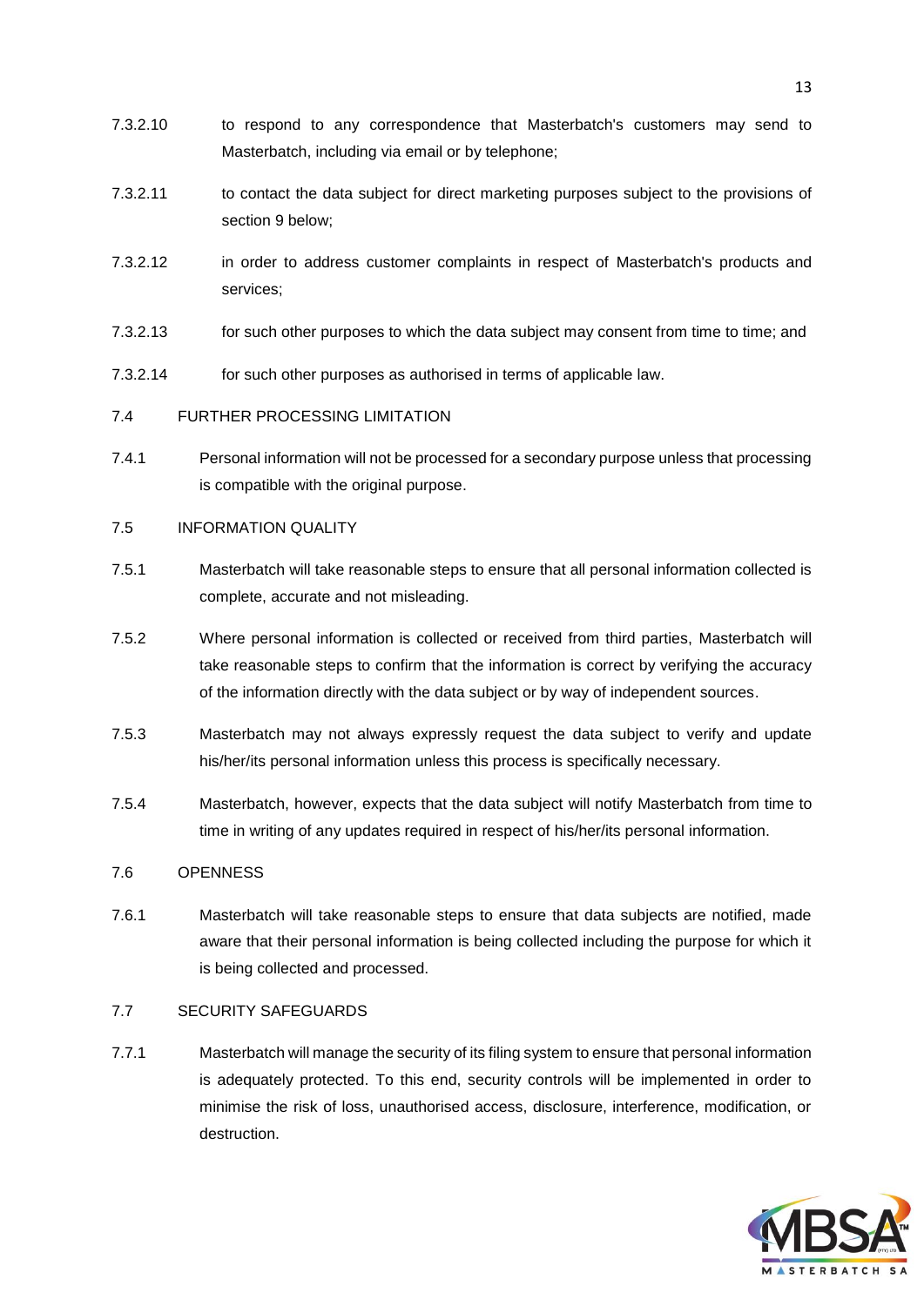7.3.2.10 to respond to any correspondence that Masterbatch's customers may send to Masterbatch, including via email or by telephone;

7.3.2.11 to contact the data subject for direct marketing purposes subject to the provisions of section 9 below;

7.3.2.12 in order to address customer complaints in respect of Masterbatch's products and services;

7.3.2.13 for such other purposes to which the data subject may consent from time to time; and

7.3.2.14 for such other purposes as authorised in terms of applicable law.

7.4 FURTHER PROCESSING LIMITATION

7.4.1 Personal information will not be processed for a secondary purpose unless that processing is compatible with the original purpose.

7.5 INFORMATION QUALITY

7.5.1 Masterbatch will take reasonable steps to ensure that all personal information collected is complete, accurate and not misleading.

7.5.2 Where personal information is collected or received from third parties, Masterbatch will take reasonable steps to confirm that the information is correct by verifying the accuracy of the information directly with the data subject or by way of independent sources.

7.5.3 Masterbatch may not always expressly request the data subject to verify and update his/her/its personal information unless this process is specifically necessary.

7.5.4 Masterbatch, however, expects that the data subject will notify Masterbatch from time to time in writing of any updates required in respect of his/her/its personal information.

7.6 OPENNESS

7.6.1 Masterbatch will take reasonable steps to ensure that data subjects are notified, made aware that their personal information is being collected including the purpose for which it is being collected and processed.

7.7 SECURITY SAFEGUARDS

7.7.1 Masterbatch will manage the security of its filing system to ensure that personal information is adequately protected. To this end, security controls will be implemented in order to minimise the risk of loss, unauthorised access, disclosure, interference, modification, or destruction.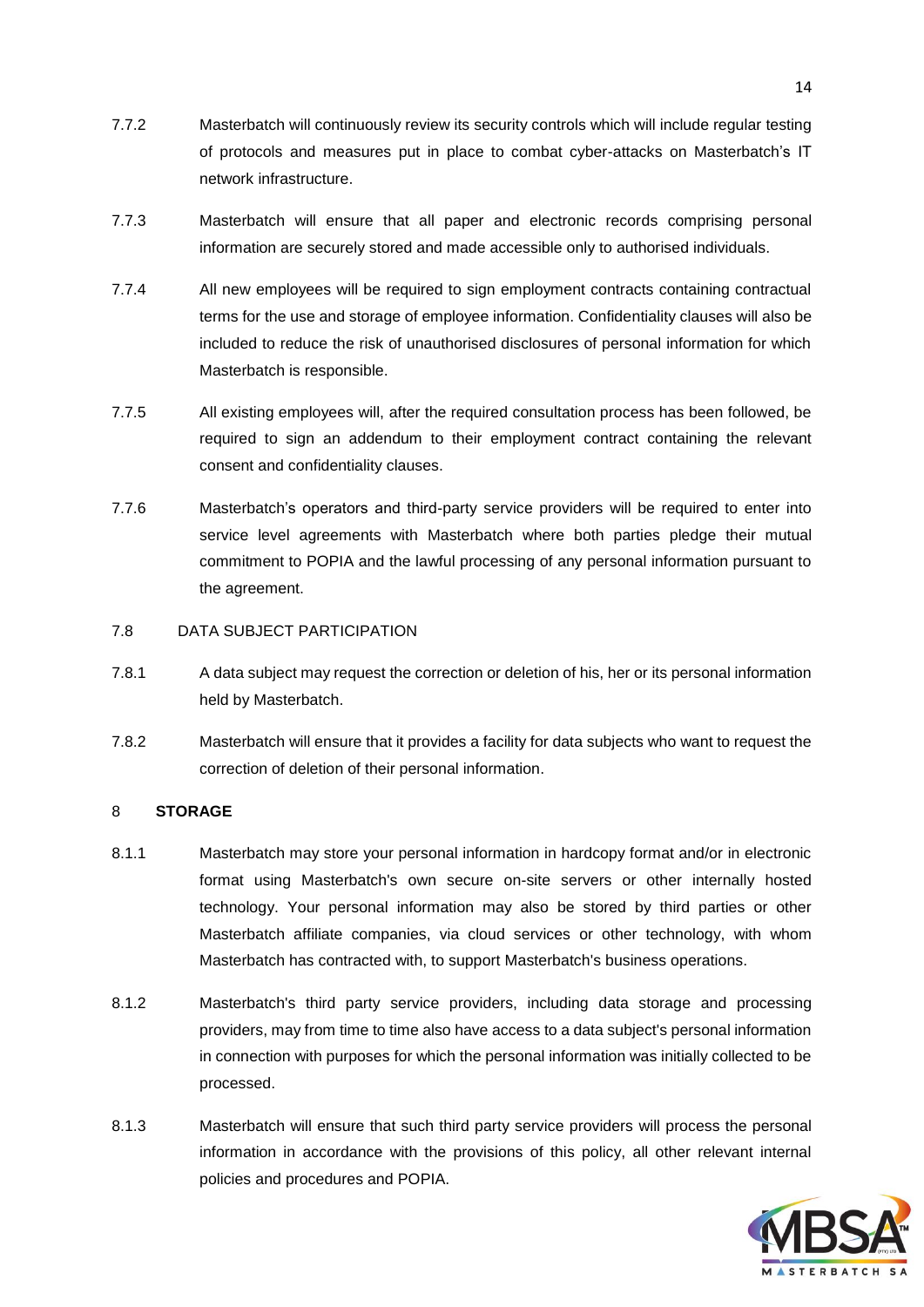7.7.2 Masterbatch will continuously review its security controls which will include regular testing of protocols and measures put in place to combat cyber-attacks on Masterbatch's IT network infrastructure.

7.7.3 Masterbatch will ensure that all paper and electronic records comprising personal information are securely stored and made accessible only to authorised individuals.

7.7.4 All new employees will be required to sign employment contracts containing contractual terms for the use and storage of employee information. Confidentiality clauses will also be included to reduce the risk of unauthorised disclosures of personal information for which Masterbatch is responsible.

7.7.5 All existing employees will, after the required consultation process has been followed, be required to sign an addendum to their employment contract containing the relevant consent and confidentiality clauses.

7.7.6 Masterbatch's operators and third-party service providers will be required to enter into service level agreements with Masterbatch where both parties pledge their mutual commitment to POPIA and the lawful processing of any personal information pursuant to the agreement.

7.8 DATA SUBJECT PARTICIPATION

7.8.1 A data subject may request the correction or deletion of his, her or its personal information held by Masterbatch.

7.8.2 Masterbatch will ensure that it provides a facility for data subjects who want to request the correction of deletion of their personal information.

## 8 STORAGE

8.1.1 Masterbatch may store your personal information in hardcopy format and/or in electronic format using Masterbatch's own secure on-site servers or other internally hosted technology. Your personal information may also be stored by third parties or other Masterbatch affiliate companies, via cloud services or other technology, with whom Masterbatch has contracted with, to support Masterbatch's business operations.

8.1.2 Masterbatch's third party service providers, including data storage and processing providers, may from time to time also have access to a data subject's personal information in connection with purposes for which the personal information was initially collected to be processed.

8.1.3 Masterbatch will ensure that such third party service providers will process the personal information in accordance with the provisions of this policy, all other relevant internal policies and procedures and POPIA.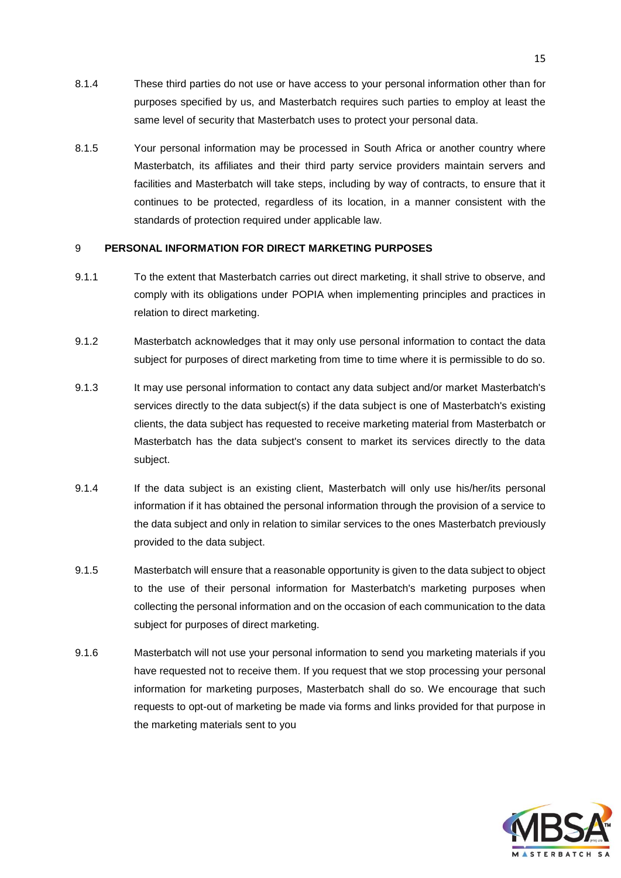8.1.4 These third parties do not use or have access to your personal information other than for purposes specified by us, and Masterbatch requires such parties to employ at least the same level of security that Masterbatch uses to protect your personal data.

8.1.5 Your personal information may be processed in South Africa or another country where Masterbatch, its affiliates and their third party service providers maintain servers and facilities and Masterbatch will take steps, including by way of contracts, to ensure that it continues to be protected, regardless of its location, in a manner consistent with the standards of protection required under applicable law.

## 9 PERSONAL INFORMATION FOR DIRECT MARKETING PURPOSES

9.1.1 To the extent that Masterbatch carries out direct marketing, it shall strive to observe, and comply with its obligations under POPIA when implementing principles and practices in relation to direct marketing.

9.1.2 Masterbatch acknowledges that it may only use personal information to contact the data subject for purposes of direct marketing from time to time where it is permissible to do so.

9.1.3 It may use personal information to contact any data subject and/or market Masterbatch's services directly to the data subject(s) if the data subject is one of Masterbatch's existing clients, the data subject has requested to receive marketing material from Masterbatch or Masterbatch has the data subject's consent to market its services directly to the data subject.

9.1.4 If the data subject is an existing client, Masterbatch will only use his/her/its personal information if it has obtained the personal information through the provision of a service to the data subject and only in relation to similar services to the ones Masterbatch previously provided to the data subject.

9.1.5 Masterbatch will ensure that a reasonable opportunity is given to the data subject to object to the use of their personal information for Masterbatch's marketing purposes when collecting the personal information and on the occasion of each communication to the data subject for purposes of direct marketing.

9.1.6 Masterbatch will not use your personal information to send you marketing materials if you have requested not to receive them. If you request that we stop processing your personal information for marketing purposes, Masterbatch shall do so. We encourage that such requests to opt-out of marketing be made via forms and links provided for that purpose in the marketing materials sent to you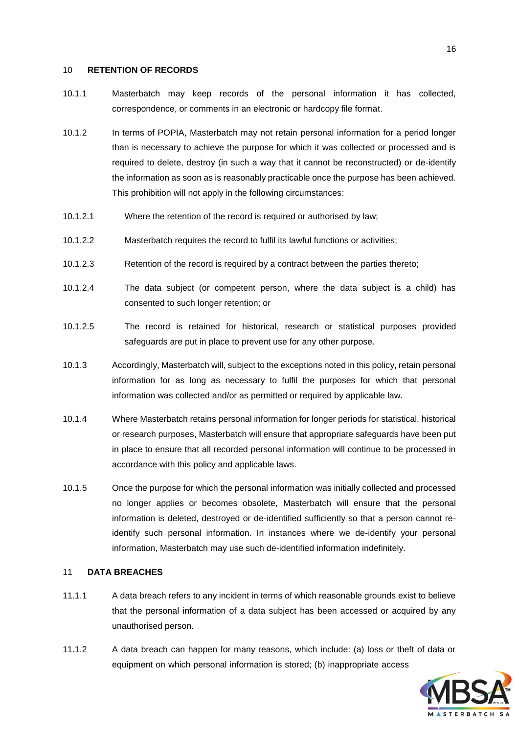## 10 RETENTION OF RECORDS

10.1.1 Masterbatch may keep records of the personal information it has collected, correspondence, or comments in an electronic or hardcopy file format.

10.1.2 In terms of POPIA, Masterbatch may not retain personal information for a period longer than is necessary to achieve the purpose for which it was collected or processed and is required to delete, destroy (in such a way that it cannot be reconstructed) or de-identify the information as soon as is reasonably practicable once the purpose has been achieved. This prohibition will not apply in the following circumstances:

10.1.2.1 Where the retention of the record is required or authorised by law;

10.1.2.2 Masterbatch requires the record to fulfil its lawful functions or activities;

10.1.2.3 Retention of the record is required by a contract between the parties thereto;

10.1.2.4 The data subject (or competent person, where the data subject is a child) has consented to such longer retention; or

10.1.2.5 The record is retained for historical, research or statistical purposes provided safeguards are put in place to prevent use for any other purpose.

10.1.3 Accordingly, Masterbatch will, subject to the exceptions noted in this policy, retain personal information for as long as necessary to fulfil the purposes for which that personal information was collected and/or as permitted or required by applicable law.

10.1.4 Where Masterbatch retains personal information for longer periods for statistical, historical or research purposes, Masterbatch will ensure that appropriate safeguards have been put in place to ensure that all recorded personal information will continue to be processed in accordance with this policy and applicable laws.

10.1.5 Once the purpose for which the personal information was initially collected and processed no longer applies or becomes obsolete, Masterbatch will ensure that the personal information is deleted, destroyed or de-identified sufficiently so that a person cannot re-identify such personal information. In instances where we de-identify your personal information, Masterbatch may use such de-identified information indefinitely.

## 11 DATA BREACHES

11.1.1 A data breach refers to any incident in terms of which reasonable grounds exist to believe that the personal information of a data subject has been accessed or acquired by any unauthorised person.

11.1.2 A data breach can happen for many reasons, which include: (a) loss or theft of data or equipment on which personal information is stored; (b) inappropriate access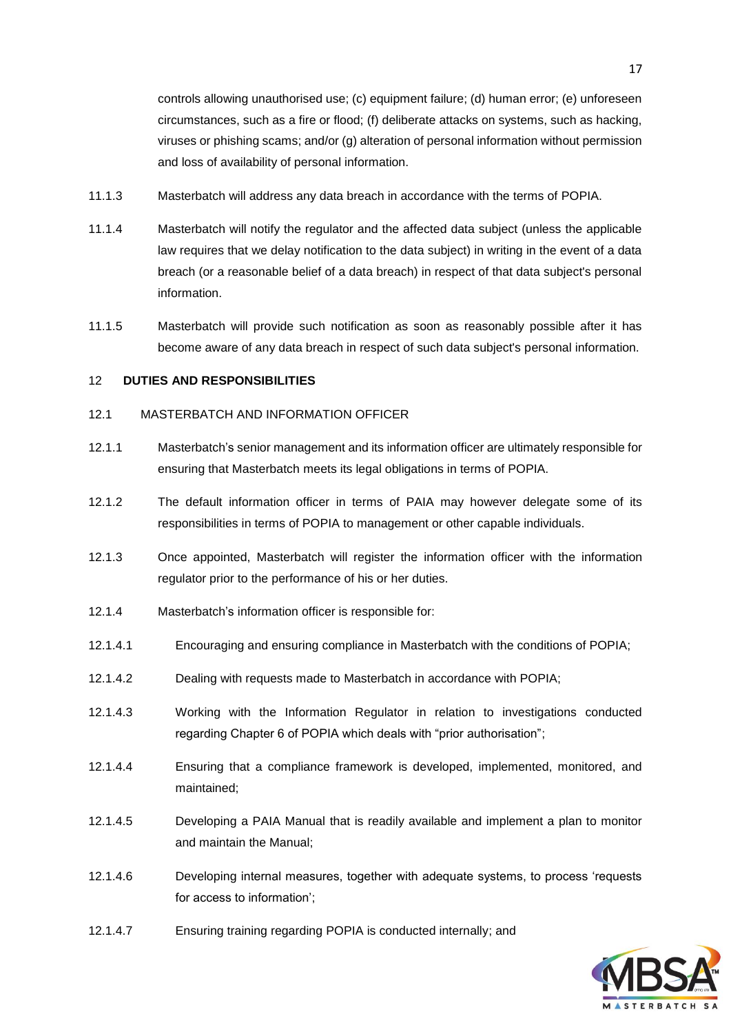controls allowing unauthorised use; (c) equipment failure; (d) human error; (e) unforeseen circumstances, such as a fire or flood; (f) deliberate attacks on systems, such as hacking, viruses or phishing scams; and/or (g) alteration of personal information without permission and loss of availability of personal information.

11.1.3 Masterbatch will address any data breach in accordance with the terms of POPIA.

11.1.4 Masterbatch will notify the regulator and the affected data subject (unless the applicable law requires that we delay notification to the data subject) in writing in the event of a data breach (or a reasonable belief of a data breach) in respect of that data subject's personal information.

11.1.5 Masterbatch will provide such notification as soon as reasonably possible after it has become aware of any data breach in respect of such data subject's personal information.

## 12 DUTIES AND RESPONSIBILITIES

### 12.1 MASTERBATCH AND INFORMATION OFFICER

12.1.1 Masterbatch's senior management and its information officer are ultimately responsible for ensuring that Masterbatch meets its legal obligations in terms of POPIA.

12.1.2 The default information officer in terms of PAIA may however delegate some of its responsibilities in terms of POPIA to management or other capable individuals.

12.1.3 Once appointed, Masterbatch will register the information officer with the information regulator prior to the performance of his or her duties.

12.1.4 Masterbatch's information officer is responsible for:

12.1.4.1 Encouraging and ensuring compliance in Masterbatch with the conditions of POPIA;

12.1.4.2 Dealing with requests made to Masterbatch in accordance with POPIA;

12.1.4.3 Working with the Information Regulator in relation to investigations conducted regarding Chapter 6 of POPIA which deals with "prior authorisation";

12.1.4.4 Ensuring that a compliance framework is developed, implemented, monitored, and maintained;

12.1.4.5 Developing a PAIA Manual that is readily available and implement a plan to monitor and maintain the Manual;

12.1.4.6 Developing internal measures, together with adequate systems, to process 'requests for access to information';

12.1.4.7 Ensuring training regarding POPIA is conducted internally; and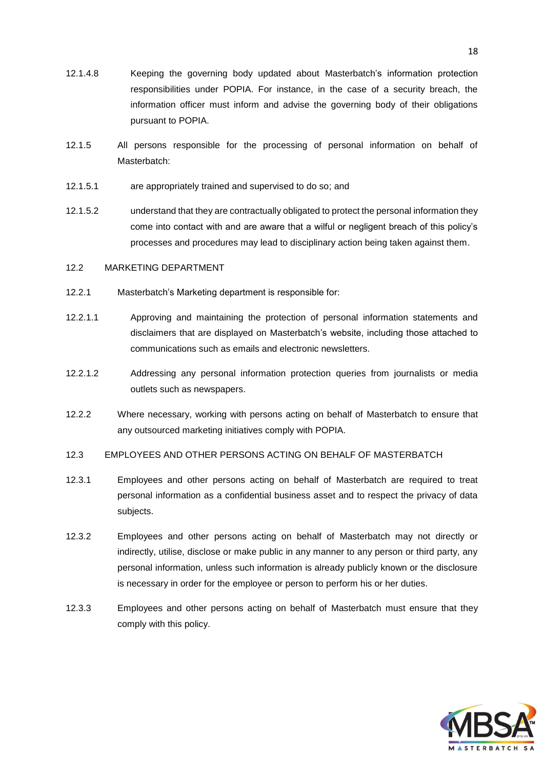12.1.4.8 Keeping the governing body updated about Masterbatch's information protection responsibilities under POPIA. For instance, in the case of a security breach, the information officer must inform and advise the governing body of their obligations pursuant to POPIA.

12.1.5 All persons responsible for the processing of personal information on behalf of Masterbatch:

12.1.5.1 are appropriately trained and supervised to do so; and

12.1.5.2 understand that they are contractually obligated to protect the personal information they come into contact with and are aware that a wilful or negligent breach of this policy's processes and procedures may lead to disciplinary action being taken against them.

12.2 MARKETING DEPARTMENT

12.2.1 Masterbatch's Marketing department is responsible for:

12.2.1.1 Approving and maintaining the protection of personal information statements and disclaimers that are displayed on Masterbatch's website, including those attached to communications such as emails and electronic newsletters.

12.2.1.2 Addressing any personal information protection queries from journalists or media outlets such as newspapers.

12.2.2 Where necessary, working with persons acting on behalf of Masterbatch to ensure that any outsourced marketing initiatives comply with POPIA.

12.3 EMPLOYEES AND OTHER PERSONS ACTING ON BEHALF OF MASTERBATCH

12.3.1 Employees and other persons acting on behalf of Masterbatch are required to treat personal information as a confidential business asset and to respect the privacy of data subjects.

12.3.2 Employees and other persons acting on behalf of Masterbatch may not directly or indirectly, utilise, disclose or make public in any manner to any person or third party, any personal information, unless such information is already publicly known or the disclosure is necessary in order for the employee or person to perform his or her duties.

12.3.3 Employees and other persons acting on behalf of Masterbatch must ensure that they comply with this policy.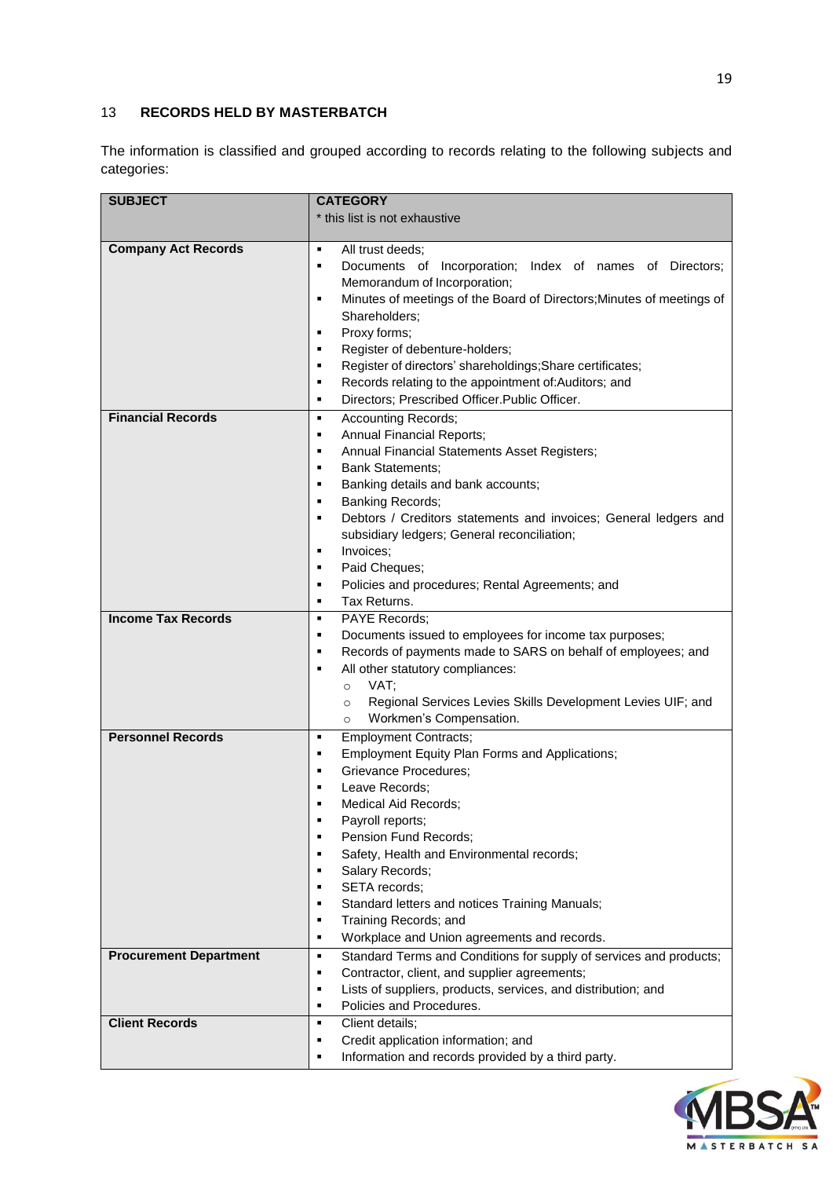## 13 RECORDS HELD BY MASTERBATCH

The information is classified and grouped according to records relating to the following subjects and categories:

| **SUBJECT** | **CATEGORY**<br>* this list is not exhaustive |
|---|---|
| **Company Act Records** | ▪ All trust deeds;<br>▪ Documents of Incorporation; Index of names of Directors; Memorandum of Incorporation;<br>▪ Minutes of meetings of the Board of Directors;Minutes of meetings of Shareholders;<br>▪ Proxy forms;<br>▪ Register of debenture-holders;<br>▪ Register of directors' shareholdings;Share certificates;<br>▪ Records relating to the appointment of:Auditors; and<br>▪ Directors; Prescribed Officer.Public Officer. |
| **Financial Records** | ▪ Accounting Records;<br>▪ Annual Financial Reports;<br>▪ Annual Financial Statements Asset Registers;<br>▪ Bank Statements;<br>▪ Banking details and bank accounts;<br>▪ Banking Records;<br>▪ Debtors / Creditors statements and invoices; General ledgers and subsidiary ledgers; General reconciliation;<br>▪ Invoices;<br>▪ Paid Cheques;<br>▪ Policies and procedures; Rental Agreements; and<br>▪ Tax Returns. |
| **Income Tax Records** | ▪ PAYE Records;<br>▪ Documents issued to employees for income tax purposes;<br>▪ Records of payments made to SARS on behalf of employees; and<br>▪ All other statutory compliances:<br>&nbsp;&nbsp;&nbsp;&nbsp;○ VAT;<br>&nbsp;&nbsp;&nbsp;&nbsp;○ Regional Services Levies Skills Development Levies UIF; and<br>&nbsp;&nbsp;&nbsp;&nbsp;○ Workmen's Compensation. |
| **Personnel Records** | ▪ Employment Contracts;<br>▪ Employment Equity Plan Forms and Applications;<br>▪ Grievance Procedures;<br>▪ Leave Records;<br>▪ Medical Aid Records;<br>▪ Payroll reports;<br>▪ Pension Fund Records;<br>▪ Safety, Health and Environmental records;<br>▪ Salary Records;<br>▪ SETA records;<br>▪ Standard letters and notices Training Manuals;<br>▪ Training Records; and<br>▪ Workplace and Union agreements and records. |
| **Procurement Department** | ▪ Standard Terms and Conditions for supply of services and products;<br>▪ Contractor, client, and supplier agreements;<br>▪ Lists of suppliers, products, services, and distribution; and<br>▪ Policies and Procedures. |
| **Client Records** | ▪ Client details;<br>▪ Credit application information; and<br>▪ Information and records provided by a third party. |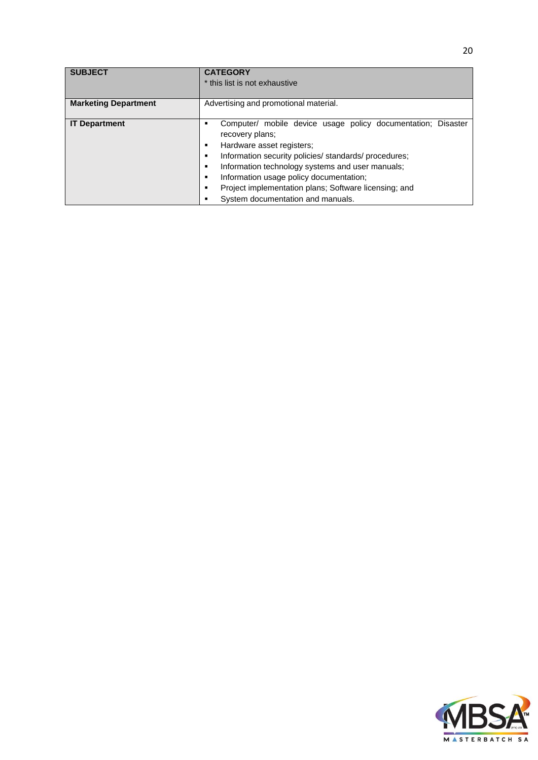| **SUBJECT** | **CATEGORY**<br>* this list is not exhaustive |
|---|---|
| **Marketing Department** | Advertising and promotional material. |
| **IT Department** | ▪ Computer/ mobile device usage policy documentation; Disaster recovery plans;<br>▪ Hardware asset registers;<br>▪ Information security policies/ standards/ procedures;<br>▪ Information technology systems and user manuals;<br>▪ Information usage policy documentation;<br>▪ Project implementation plans; Software licensing; and<br>▪ System documentation and manuals. |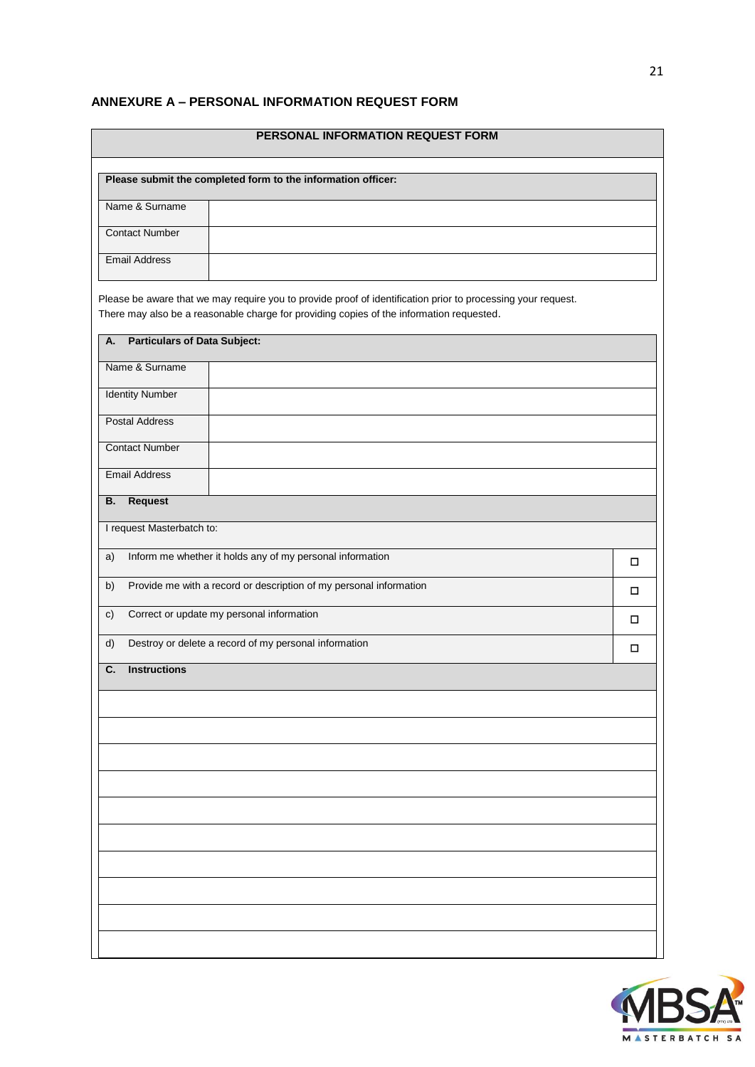## ANNEXURE A – PERSONAL INFORMATION REQUEST FORM

| PERSONAL INFORMATION REQUEST FORM | |
|---|---|
| **Please submit the completed form to the information officer:** | |
| Name & Surname | |
| Contact Number | |
| Email Address | |

Please be aware that we may require you to provide proof of identification prior to processing your request.
There may also be a reasonable charge for providing copies of the information requested.

| **A. Particulars of Data Subject:** | |
|---|---|
| Name & Surname | |
| Identity Number | |
| Postal Address | |
| Contact Number | |
| Email Address | |

| **B. Request** | |
|---|---|
| I request Masterbatch to: | |
| a) Inform me whether it holds any of my personal information | ☐ |
| b) Provide me with a record or description of my personal information | ☐ |
| c) Correct or update my personal information | ☐ |
| d) Destroy or delete a record of my personal information | ☐ |

| **C. Instructions** |
|---|
| |
| |
| |
| |
| |
| |
| |
| |
| |
| |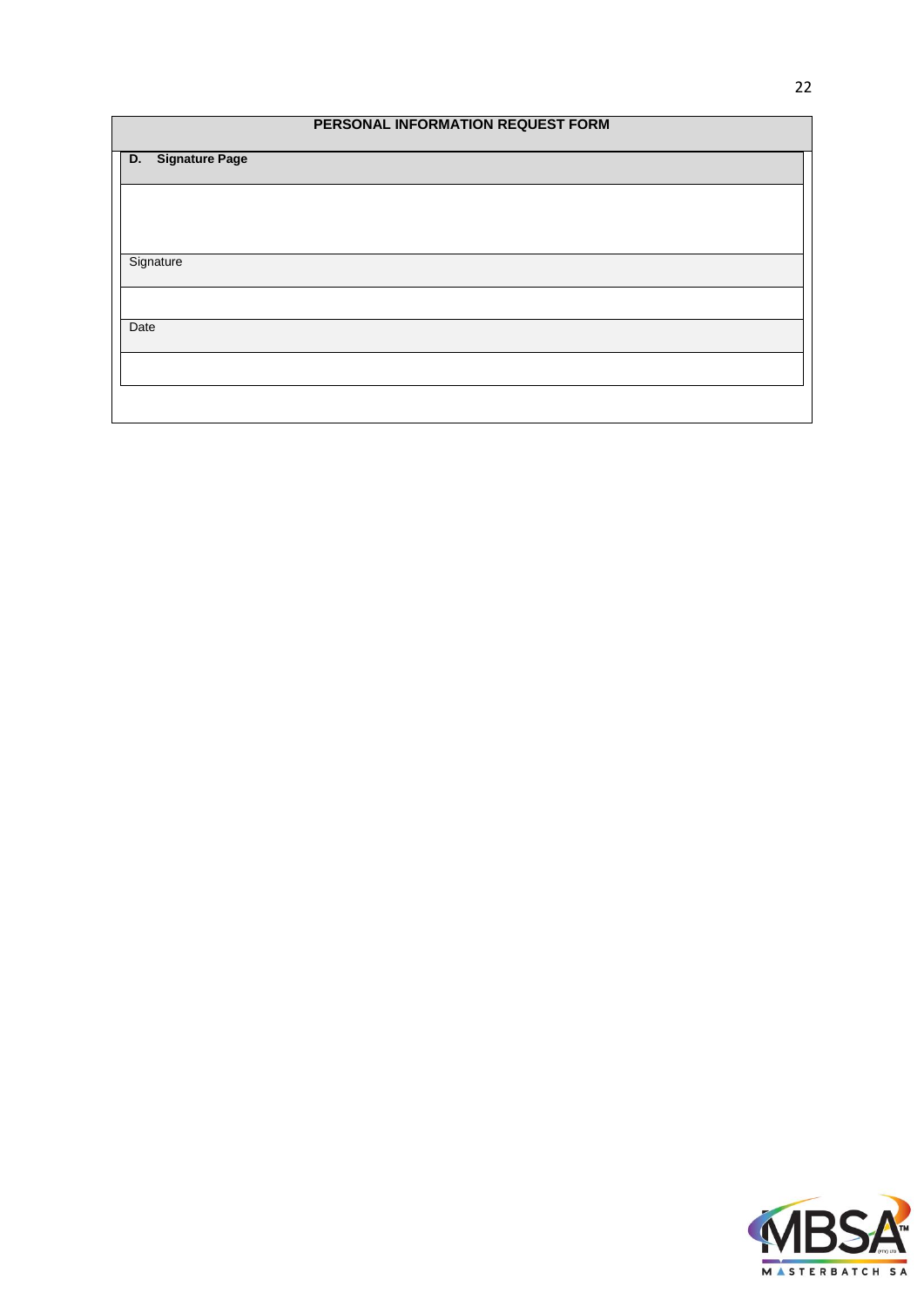| PERSONAL INFORMATION REQUEST FORM |
| --- |
| **D. Signature Page** |
| |
| Signature |
| |
| Date |
| |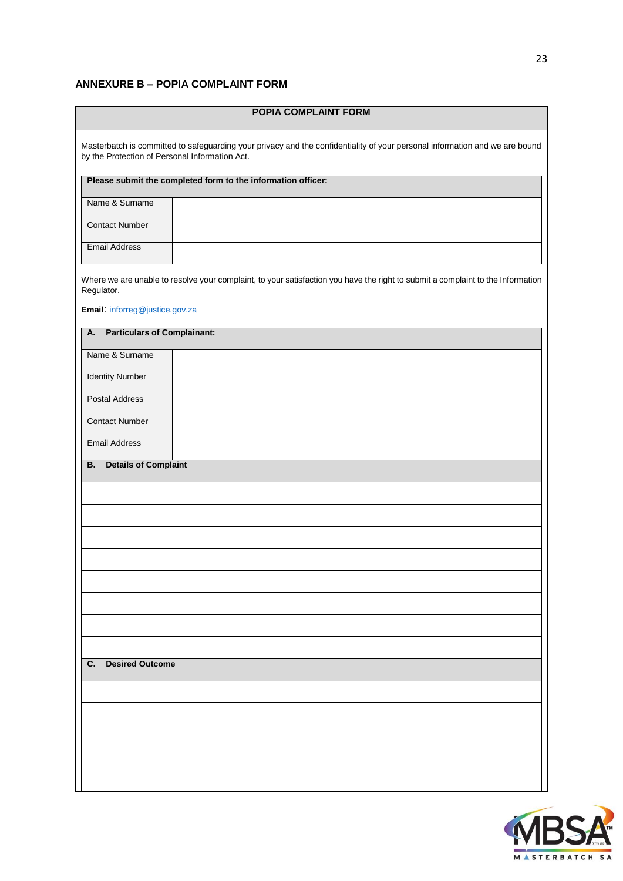## ANNEXURE B – POPIA COMPLAINT FORM

| POPIA COMPLAINT FORM |
|---|

Masterbatch is committed to safeguarding your privacy and the confidentiality of your personal information and we are bound by the Protection of Personal Information Act.

| Please submit the completed form to the information officer: | |
|---|---|
| Name & Surname | |
| Contact Number | |
| Email Address | |

Where we are unable to resolve your complaint, to your satisfaction you have the right to submit a complaint to the Information Regulator.

**Email**: inforreg@justice.gov.za

| A. Particulars of Complainant: | |
|---|---|
| Name & Surname | |
| Identity Number | |
| Postal Address | |
| Contact Number | |
| Email Address | |

| B. Details of Complaint |
|---|
| |
| |
| |
| |
| |
| |
| |
| |

| C. Desired Outcome |
|---|
| |
| |
| |
| |
| |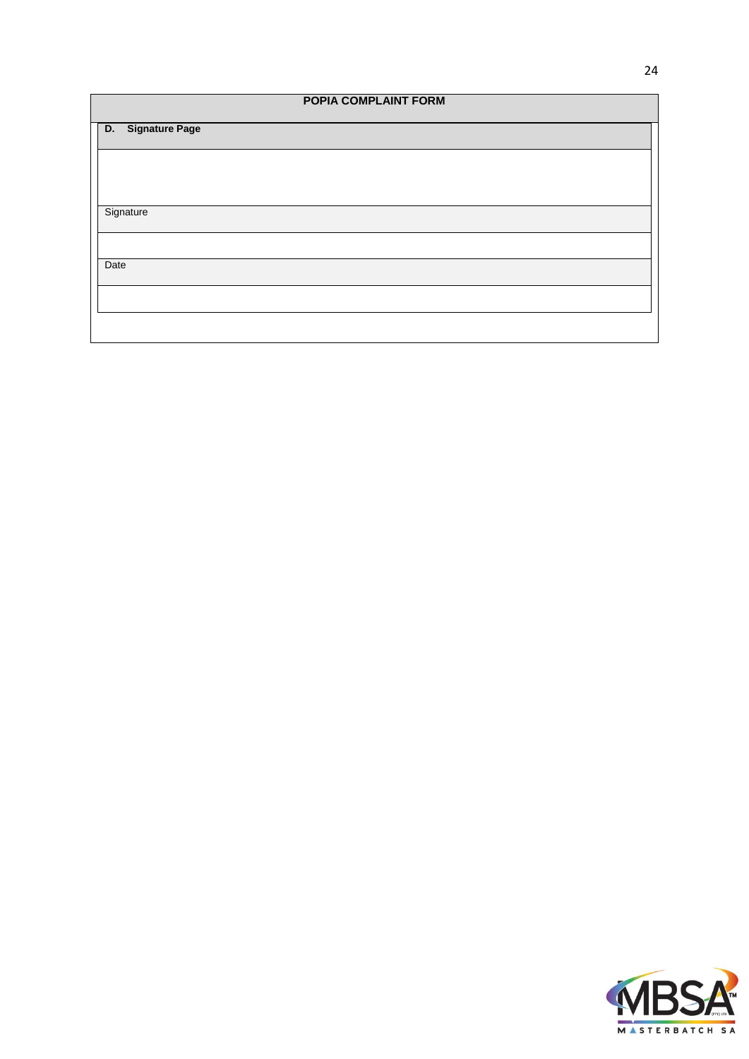| POPIA COMPLAINT FORM |
| --- |
| **D. Signature Page** |
| |
| Signature |
| |
| Date |
| |